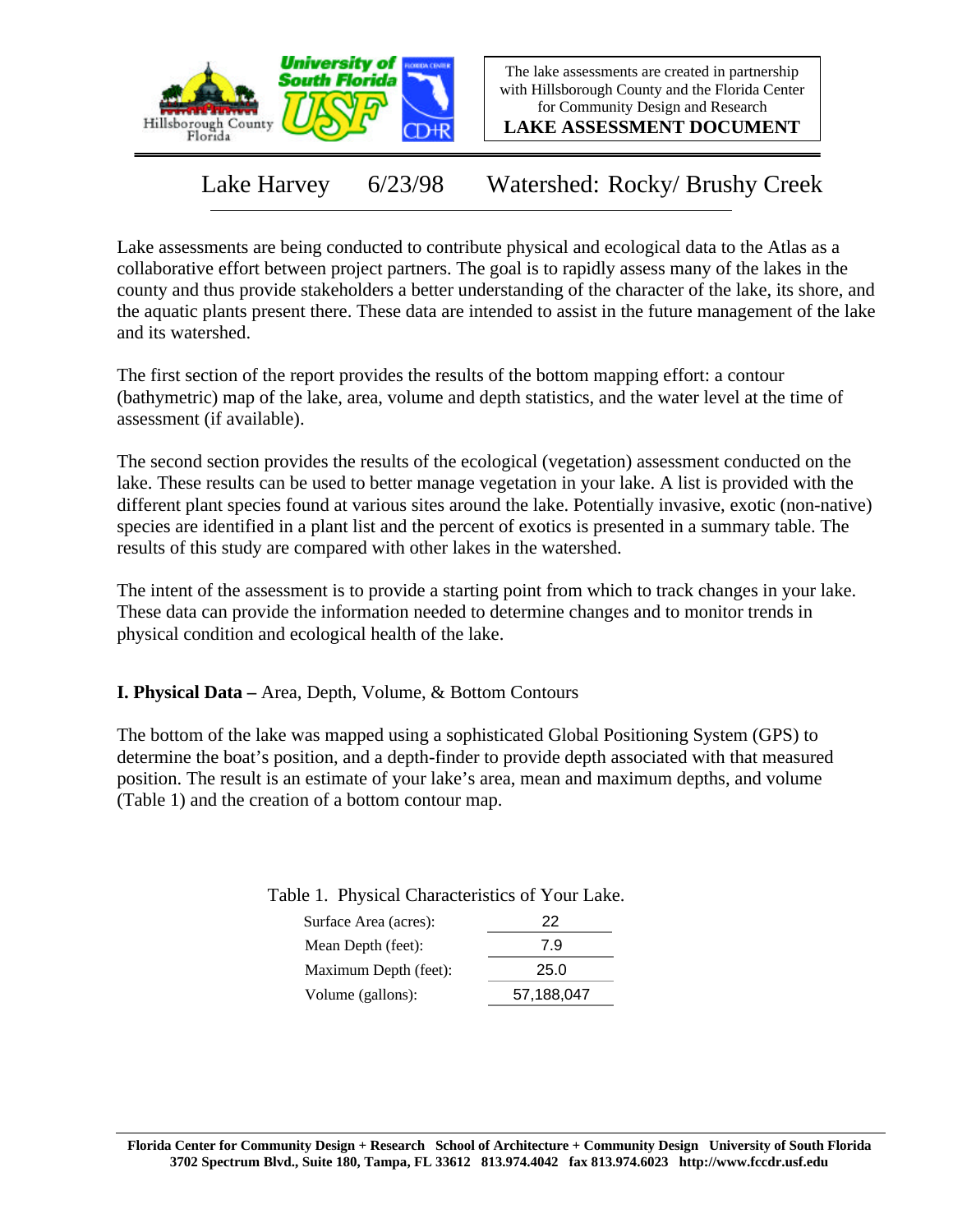The lake assessments are created in partnership with Hillsborough County and the Florida Center for Community Design and Research

**LAKE ASSESSMENT DOCUMENT**

# Lake Harvey 6/23/98 Watershed: Rocky/ Brushy Creek

Lake assessments are being conducted to contribute physical and ecological data to the Atlas as a collaborative effort between project partners. The goal is to rapidly assess many of the lakes in the county and thus provide stakeholders a better understanding of the character of the lake, its shore, and the aquatic plants present there. These data are intended to assist in the future management of the lake and its watershed.

The first section of the report provides the results of the bottom mapping effort: a contour (bathymetric) map of the lake, area, volume and depth statistics, and the water level at the time of assessment (if available).

The second section provides the results of the ecological (vegetation) assessment conducted on the lake. These results can be used to better manage vegetation in your lake. A list is provided with the different plant species found at various sites around the lake. Potentially invasive, exotic (non-native) species are identified in a plant list and the percent of exotics is presented in a summary table. The results of this study are compared with other lakes in the watershed.

The intent of the assessment is to provide a starting point from which to track changes in your lake. These data can provide the information needed to determine changes and to monitor trends in physical condition and ecological health of the lake.

## I. Physical Data – Area, Depth, Volume, & Bottom Contours

The bottom of the lake was mapped using a sophisticated Global Positioning System (GPS) to determine the boat's position, and a depth-finder to provide depth associated with that measured position. The result is an estimate of your lake's area, mean and maximum depths, and volume (Table 1) and the creation of a bottom contour map.

Table 1. Physical Characteristics of Your Lake.

| | |
|---|---|
| Surface Area (acres): | 22 |
| Mean Depth (feet): | 7.9 |
| Maximum Depth (feet): | 25.0 |
| Volume (gallons): | 57,188,047 |

**Florida Center for Community Design + Research School of Architecture + Community Design University of South Florida**
**3702 Spectrum Blvd., Suite 180, Tampa, FL 33612 813.974.4042 fax 813.974.6023 http://www.fccdr.usf.edu**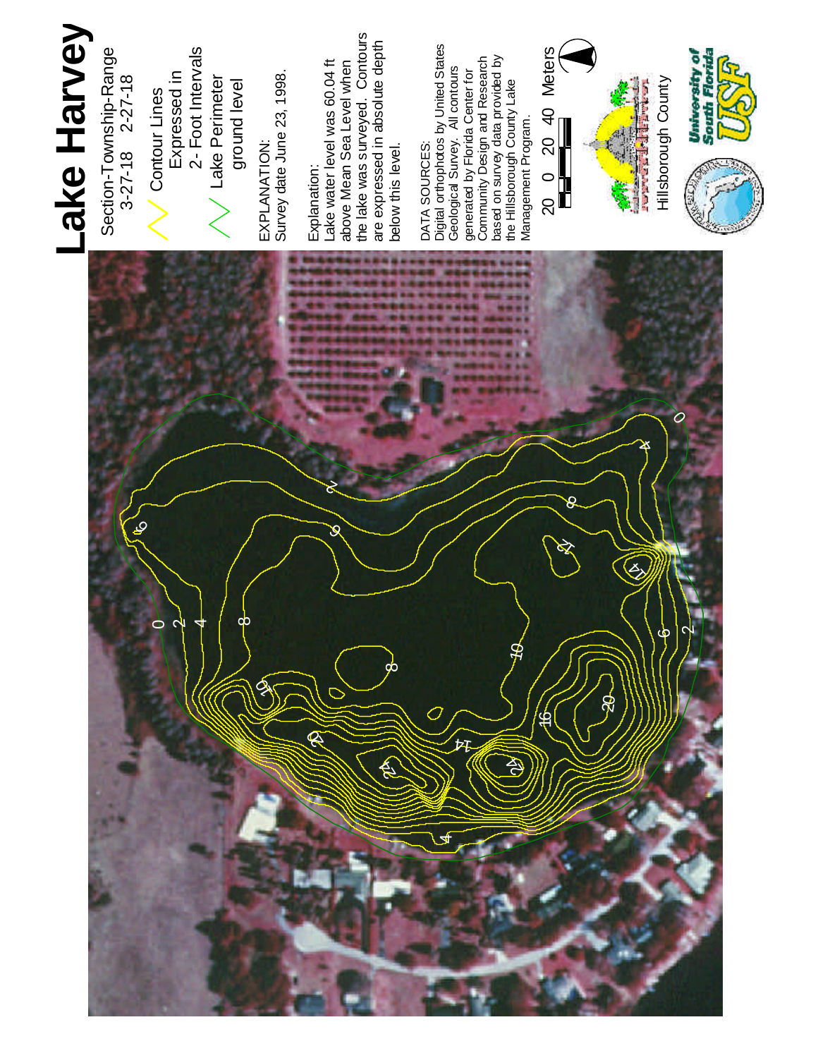# Lake Harvey

Section-Township-Range
3-27-18 2-27-18

Contour Lines
Expressed in
2- Foot Intervals

Lake Perimeter
ground level

EXPLANATION:
Survey date June 23, 1998.

Explanation:
Lake water level was 60.04 ft above Mean Sea Level when the lake was surveyed. Contours are expressed in absolute depth below this level.

DATA SOURCES:
Digital orthophotos by United States Geological Survey. All contours generated by Florida Center for Community Design and Research based on survey data provided by the Hillsborough County Lake Management Program.

20 0 20 40 Meters

Hillsborough County

University of South Florida USF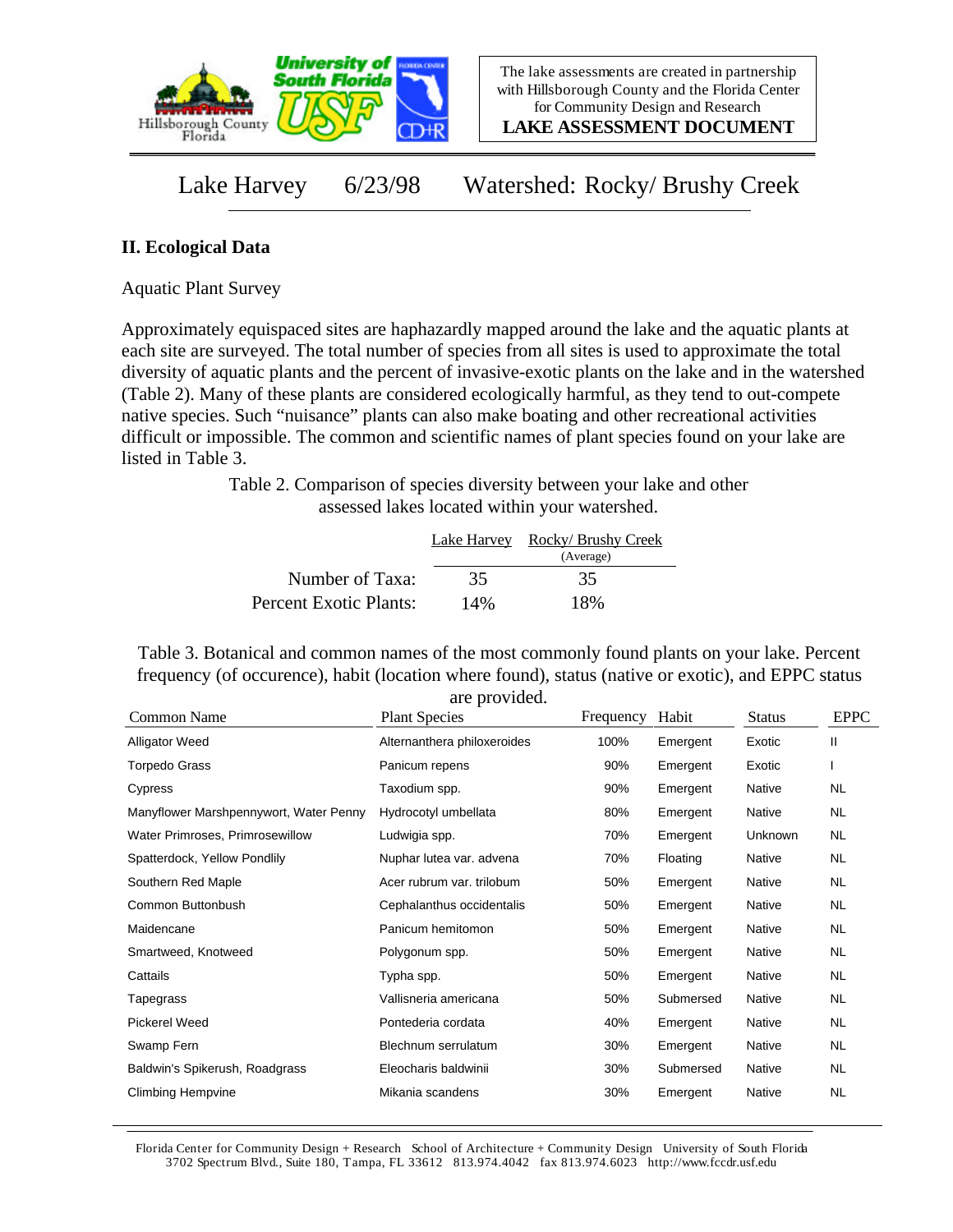Lake Harvey 6/23/98 Watershed: Rocky/ Brushy Creek

## II. Ecological Data

Aquatic Plant Survey

Approximately equispaced sites are haphazardly mapped around the lake and the aquatic plants at each site are surveyed. The total number of species from all sites is used to approximate the total diversity of aquatic plants and the percent of invasive-exotic plants on the lake and in the watershed (Table 2). Many of these plants are considered ecologically harmful, as they tend to out-compete native species. Such "nuisance" plants can also make boating and other recreational activities difficult or impossible. The common and scientific names of plant species found on your lake are listed in Table 3.

Table 2. Comparison of species diversity between your lake and other assessed lakes located within your watershed.

| | Lake Harvey | Rocky/ Brushy Creek (Average) |
|---|---|---|
| Number of Taxa: | 35 | 35 |
| Percent Exotic Plants: | 14% | 18% |

Table 3. Botanical and common names of the most commonly found plants on your lake. Percent frequency (of occurence), habit (location where found), status (native or exotic), and EPPC status are provided.

| Common Name | Plant Species | Frequency | Habit | Status | EPPC |
|---|---|---|---|---|---|
| Alligator Weed | Alternanthera philoxeroides | 100% | Emergent | Exotic | II |
| Torpedo Grass | Panicum repens | 90% | Emergent | Exotic | I |
| Cypress | Taxodium spp. | 90% | Emergent | Native | NL |
| Manyflower Marshpennywort, Water Penny | Hydrocotyl umbellata | 80% | Emergent | Native | NL |
| Water Primroses, Primrosewillow | Ludwigia spp. | 70% | Emergent | Unknown | NL |
| Spatterdock, Yellow Pondlily | Nuphar lutea var. advena | 70% | Floating | Native | NL |
| Southern Red Maple | Acer rubrum var. trilobum | 50% | Emergent | Native | NL |
| Common Buttonbush | Cephalanthus occidentalis | 50% | Emergent | Native | NL |
| Maidencane | Panicum hemitomon | 50% | Emergent | Native | NL |
| Smartweed, Knotweed | Polygonum spp. | 50% | Emergent | Native | NL |
| Cattails | Typha spp. | 50% | Emergent | Native | NL |
| Tapegrass | Vallisneria americana | 50% | Submersed | Native | NL |
| Pickerel Weed | Pontederia cordata | 40% | Emergent | Native | NL |
| Swamp Fern | Blechnum serrulatum | 30% | Emergent | Native | NL |
| Baldwin's Spikerush, Roadgrass | Eleocharis baldwinii | 30% | Submersed | Native | NL |
| Climbing Hempvine | Mikania scandens | 30% | Emergent | Native | NL |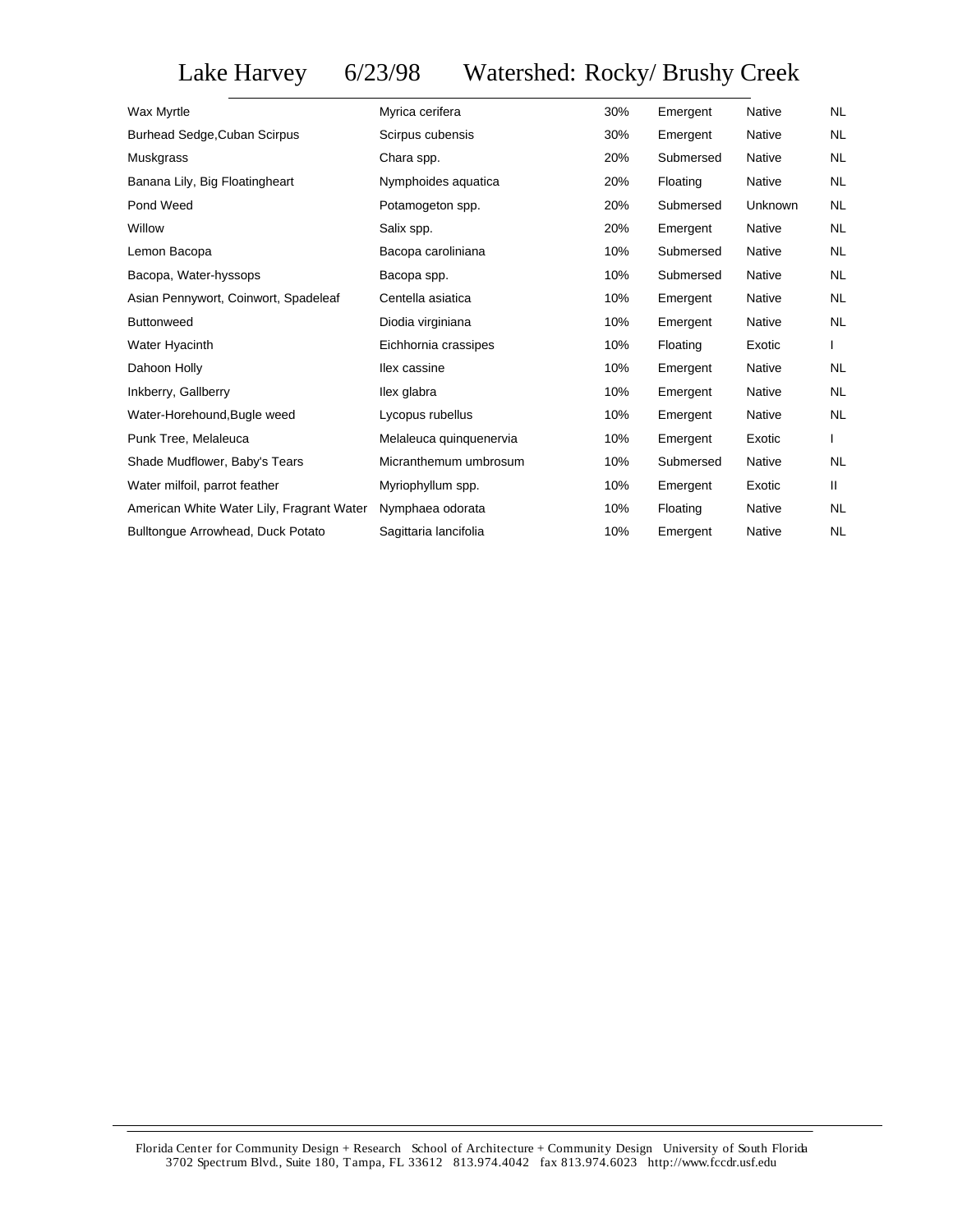# Lake Harvey 6/23/98 Watershed: Rocky/ Brushy Creek

| | | | | | |
|---|---|---|---|---|---|
| Wax Myrtle | Myrica cerifera | 30% | Emergent | Native | NL |
| Burhead Sedge,Cuban Scirpus | Scirpus cubensis | 30% | Emergent | Native | NL |
| Muskgrass | Chara spp. | 20% | Submersed | Native | NL |
| Banana Lily, Big Floatingheart | Nymphoides aquatica | 20% | Floating | Native | NL |
| Pond Weed | Potamogeton spp. | 20% | Submersed | Unknown | NL |
| Willow | Salix spp. | 20% | Emergent | Native | NL |
| Lemon Bacopa | Bacopa caroliniana | 10% | Submersed | Native | NL |
| Bacopa, Water-hyssops | Bacopa spp. | 10% | Submersed | Native | NL |
| Asian Pennywort, Coinwort, Spadeleaf | Centella asiatica | 10% | Emergent | Native | NL |
| Buttonweed | Diodia virginiana | 10% | Emergent | Native | NL |
| Water Hyacinth | Eichhornia crassipes | 10% | Floating | Exotic | I |
| Dahoon Holly | Ilex cassine | 10% | Emergent | Native | NL |
| Inkberry, Gallberry | Ilex glabra | 10% | Emergent | Native | NL |
| Water-Horehound,Bugle weed | Lycopus rubellus | 10% | Emergent | Native | NL |
| Punk Tree, Melaleuca | Melaleuca quinquenervia | 10% | Emergent | Exotic | I |
| Shade Mudflower, Baby's Tears | Micranthemum umbrosum | 10% | Submersed | Native | NL |
| Water milfoil, parrot feather | Myriophyllum spp. | 10% | Emergent | Exotic | II |
| American White Water Lily, Fragrant Water | Nymphaea odorata | 10% | Floating | Native | NL |
| Bulltongue Arrowhead, Duck Potato | Sagittaria lancifolia | 10% | Emergent | Native | NL |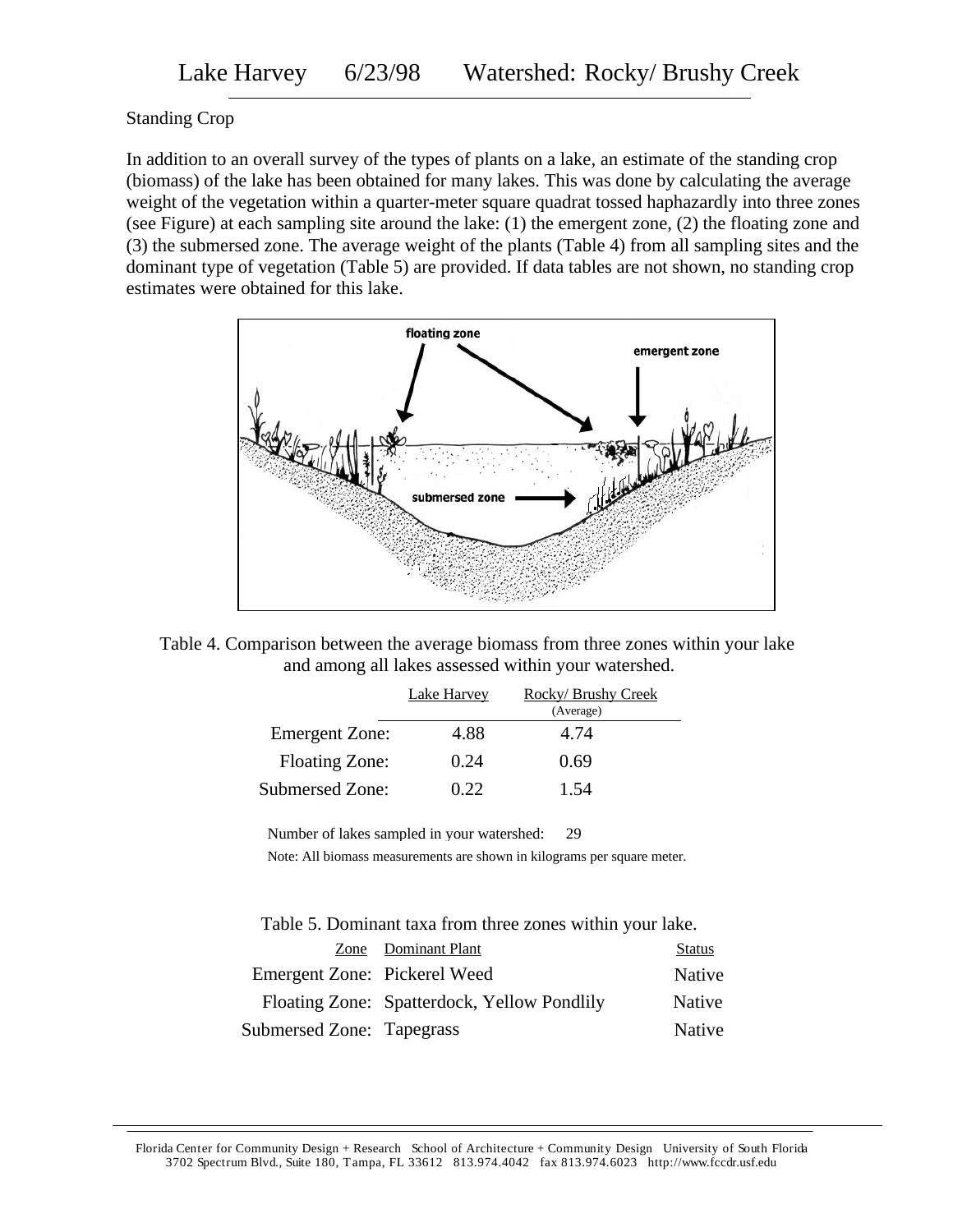# Lake Harvey 6/23/98 Watershed: Rocky/ Brushy Creek

Standing Crop

In addition to an overall survey of the types of plants on a lake, an estimate of the standing crop (biomass) of the lake has been obtained for many lakes. This was done by calculating the average weight of the vegetation within a quarter-meter square quadrat tossed haphazardly into three zones (see Figure) at each sampling site around the lake: (1) the emergent zone, (2) the floating zone and (3) the submersed zone. The average weight of the plants (Table 4) from all sampling sites and the dominant type of vegetation (Table 5) are provided. If data tables are not shown, no standing crop estimates were obtained for this lake.

floating zone

emergent zone

submersed zone

Table 4. Comparison between the average biomass from three zones within your lake and among all lakes assessed within your watershed.

| | Lake Harvey | Rocky/ Brushy Creek (Average) |
|---|---|---|
| Emergent Zone: | 4.88 | 4.74 |
| Floating Zone: | 0.24 | 0.69 |
| Submersed Zone: | 0.22 | 1.54 |

Number of lakes sampled in your watershed: 29

Note: All biomass measurements are shown in kilograms per square meter.

Table 5. Dominant taxa from three zones within your lake.

| Zone | Dominant Plant | Status |
|---|---|---|
| Emergent Zone: | Pickerel Weed | Native |
| Floating Zone: | Spatterdock, Yellow Pondlily | Native |
| Submersed Zone: | Tapegrass | Native |